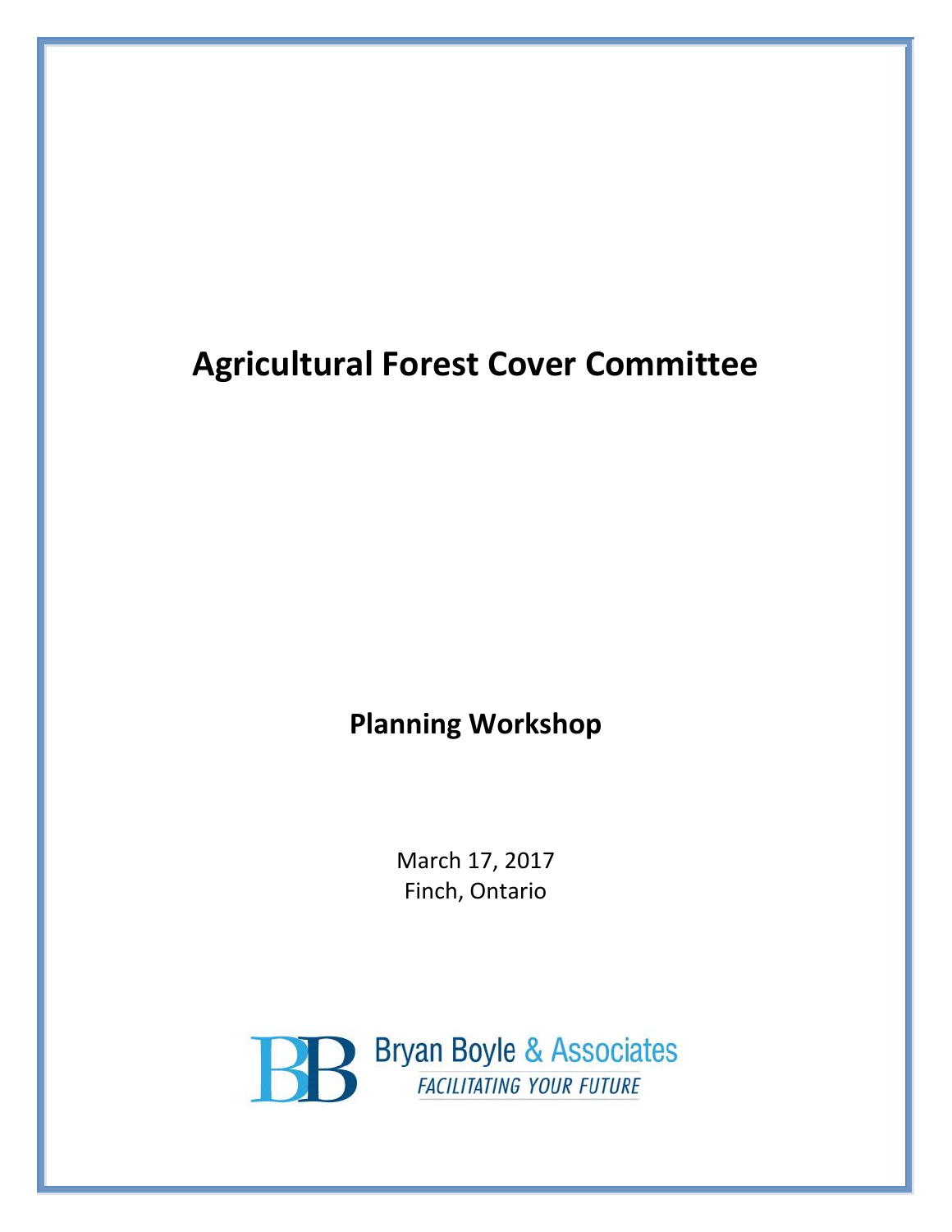# Agricultural Forest Cover Committee

## Planning Workshop

March 17, 2017
Finch, Ontario

Bryan Boyle & Associates
*FACILITATING YOUR FUTURE*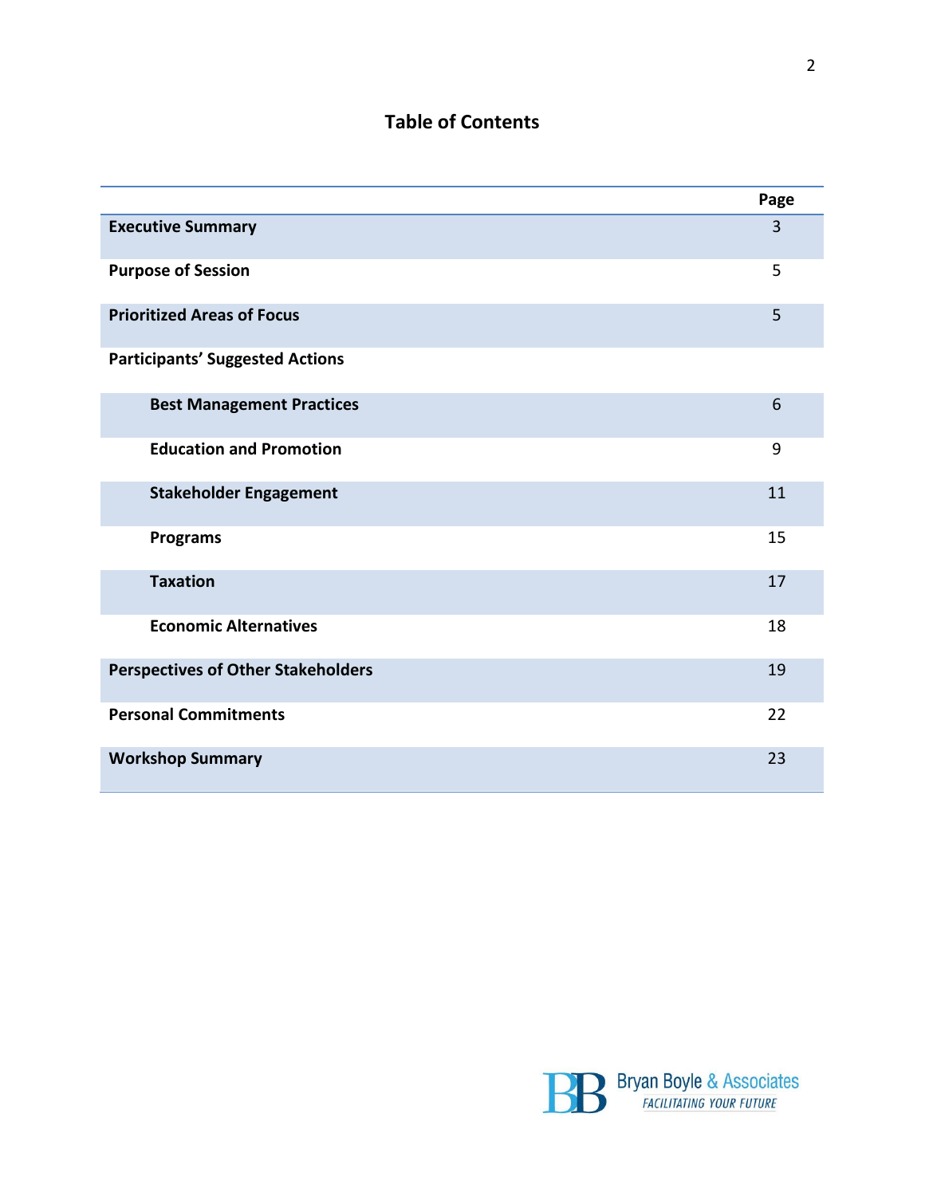# Table of Contents

| | Page |
|---|---|
| **Executive Summary** | 3 |
| **Purpose of Session** | 5 |
| **Prioritized Areas of Focus** | 5 |
| **Participants' Suggested Actions** | |
| **Best Management Practices** | 6 |
| **Education and Promotion** | 9 |
| **Stakeholder Engagement** | 11 |
| **Programs** | 15 |
| **Taxation** | 17 |
| **Economic Alternatives** | 18 |
| **Perspectives of Other Stakeholders** | 19 |
| **Personal Commitments** | 22 |
| **Workshop Summary** | 23 |

Bryan Boyle & Associates
*FACILITATING YOUR FUTURE*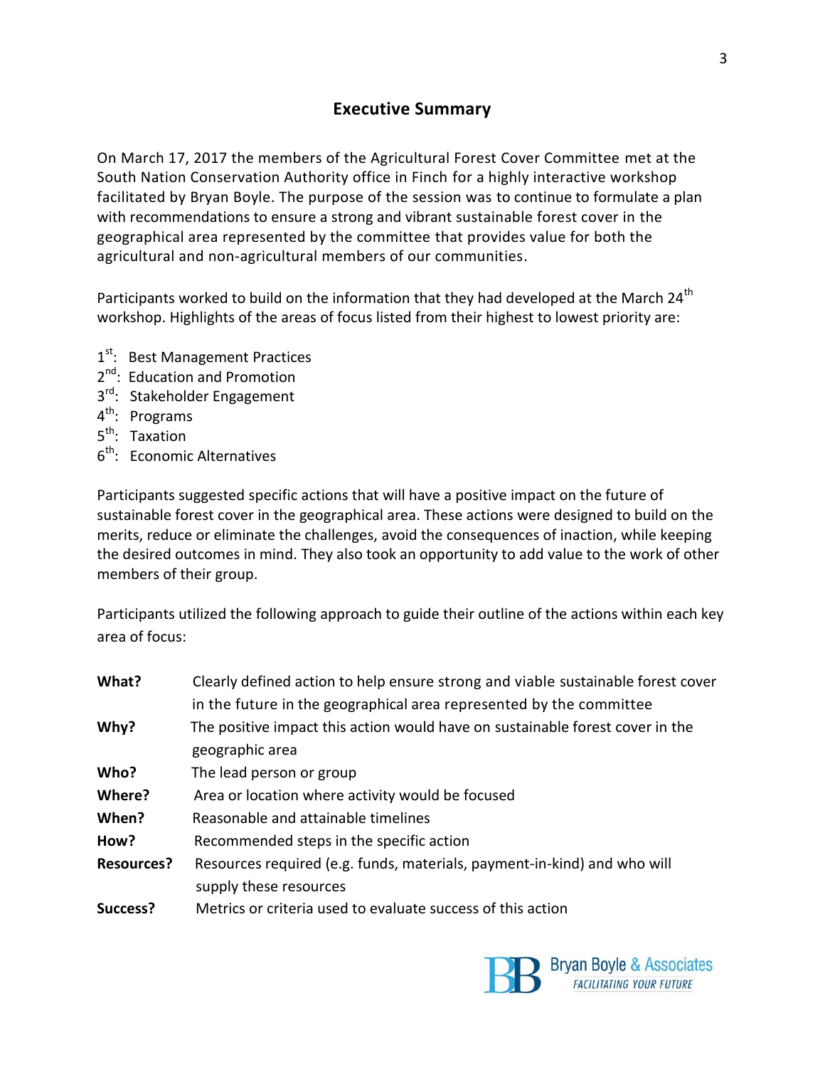## Executive Summary

On March 17, 2017 the members of the Agricultural Forest Cover Committee met at the South Nation Conservation Authority office in Finch for a highly interactive workshop facilitated by Bryan Boyle. The purpose of the session was to continue to formulate a plan with recommendations to ensure a strong and vibrant sustainable forest cover in the geographical area represented by the committee that provides value for both the agricultural and non-agricultural members of our communities.

Participants worked to build on the information that they had developed at the March 24th workshop. Highlights of the areas of focus listed from their highest to lowest priority are:

1st: Best Management Practices
2nd: Education and Promotion
3rd: Stakeholder Engagement
4th: Programs
5th: Taxation
6th: Economic Alternatives

Participants suggested specific actions that will have a positive impact on the future of sustainable forest cover in the geographical area. These actions were designed to build on the merits, reduce or eliminate the challenges, avoid the consequences of inaction, while keeping the desired outcomes in mind. They also took an opportunity to add value to the work of other members of their group.

Participants utilized the following approach to guide their outline of the actions within each key area of focus:

| | |
|---|---|
| **What?** | Clearly defined action to help ensure strong and viable sustainable forest cover in the future in the geographical area represented by the committee |
| **Why?** | The positive impact this action would have on sustainable forest cover in the geographic area |
| **Who?** | The lead person or group |
| **Where?** | Area or location where activity would be focused |
| **When?** | Reasonable and attainable timelines |
| **How?** | Recommended steps in the specific action |
| **Resources?** | Resources required (e.g. funds, materials, payment-in-kind) and who will supply these resources |
| **Success?** | Metrics or criteria used to evaluate success of this action |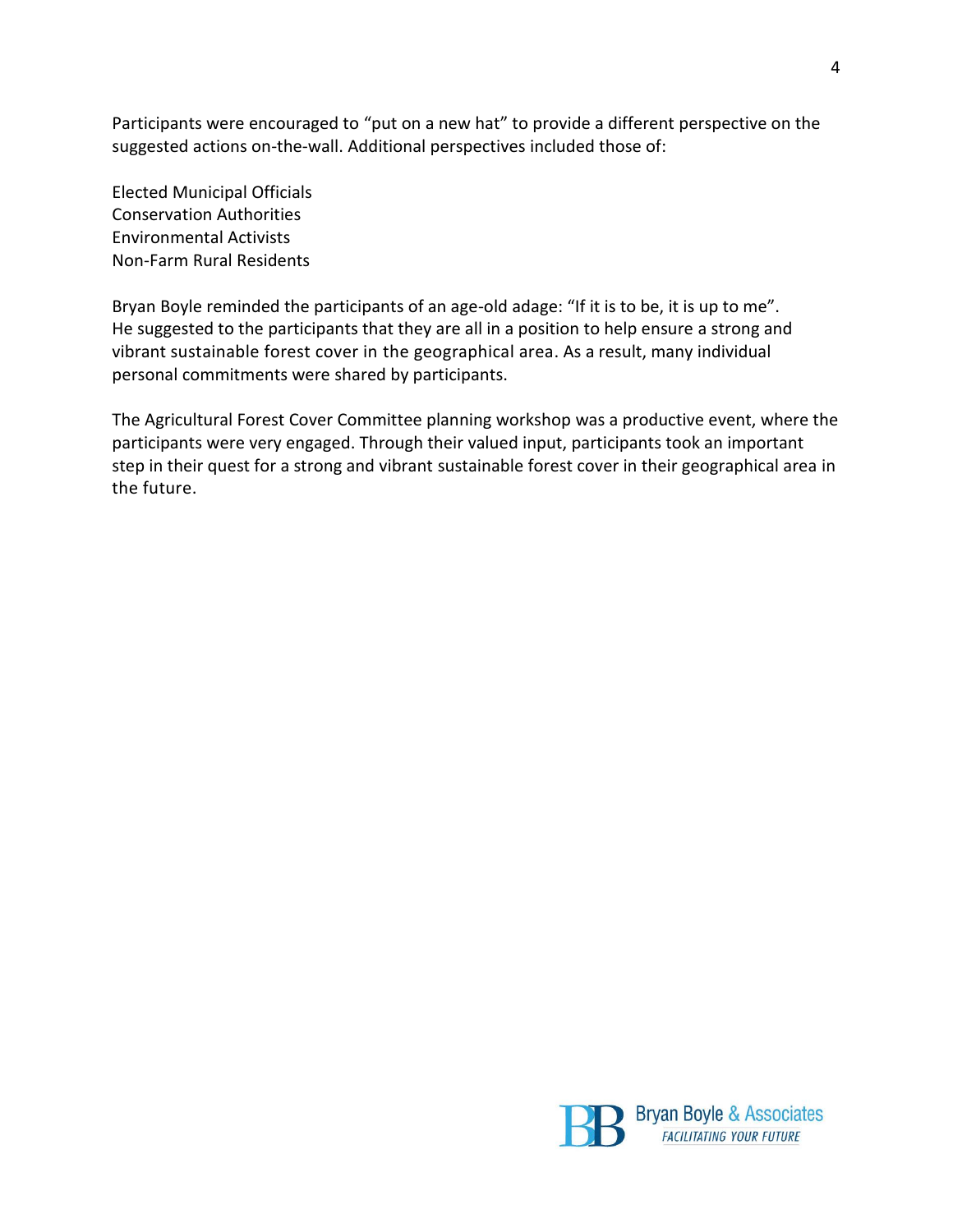Participants were encouraged to "put on a new hat" to provide a different perspective on the suggested actions on-the-wall. Additional perspectives included those of:

Elected Municipal Officials
Conservation Authorities
Environmental Activists
Non-Farm Rural Residents

Bryan Boyle reminded the participants of an age-old adage: "If it is to be, it is up to me". He suggested to the participants that they are all in a position to help ensure a strong and vibrant sustainable forest cover in the geographical area. As a result, many individual personal commitments were shared by participants.

The Agricultural Forest Cover Committee planning workshop was a productive event, where the participants were very engaged. Through their valued input, participants took an important step in their quest for a strong and vibrant sustainable forest cover in their geographical area in the future.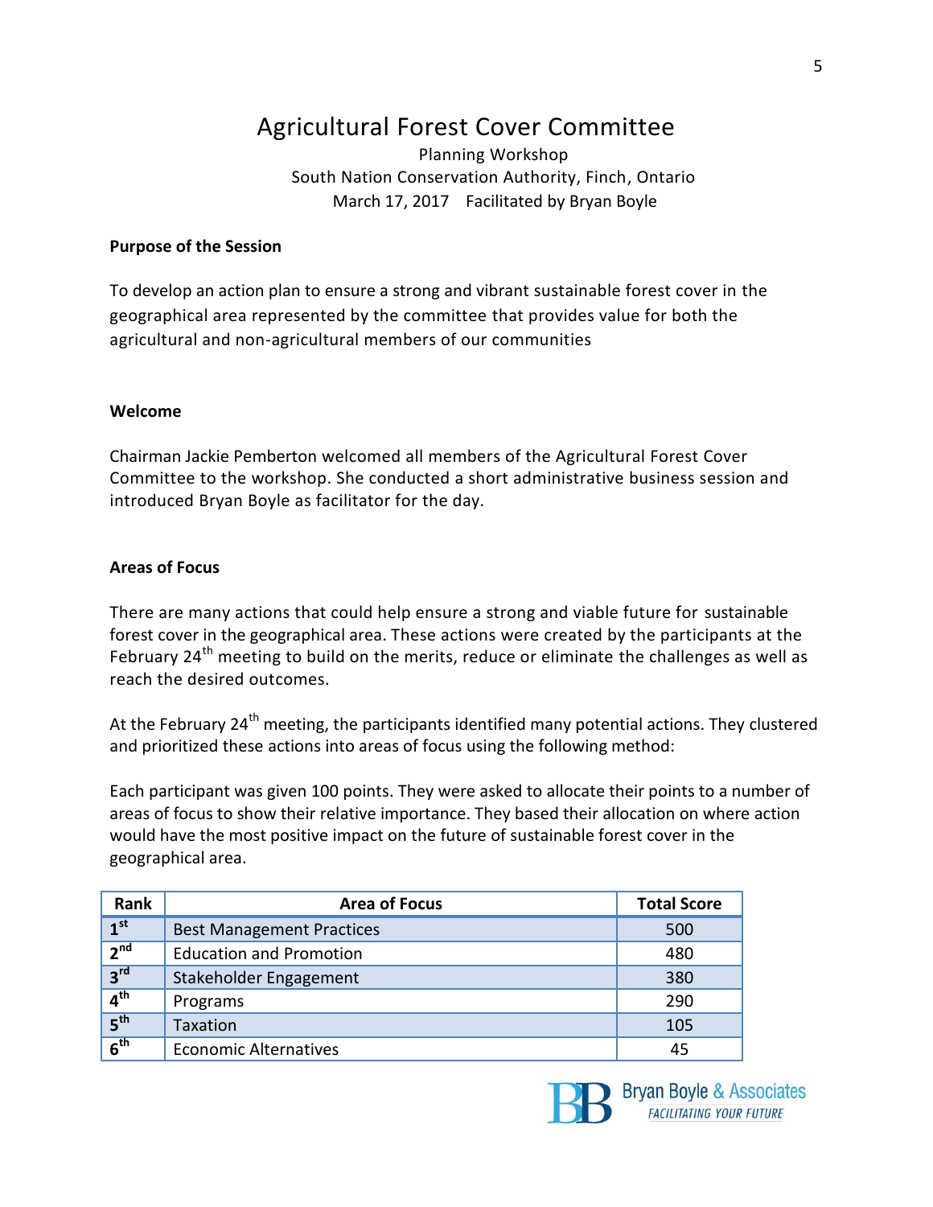# Agricultural Forest Cover Committee

Planning Workshop
South Nation Conservation Authority, Finch, Ontario
March 17, 2017 Facilitated by Bryan Boyle

**Purpose of the Session**

To develop an action plan to ensure a strong and vibrant sustainable forest cover in the geographical area represented by the committee that provides value for both the agricultural and non-agricultural members of our communities

**Welcome**

Chairman Jackie Pemberton welcomed all members of the Agricultural Forest Cover Committee to the workshop. She conducted a short administrative business session and introduced Bryan Boyle as facilitator for the day.

**Areas of Focus**

There are many actions that could help ensure a strong and viable future for sustainable forest cover in the geographical area. These actions were created by the participants at the February 24th meeting to build on the merits, reduce or eliminate the challenges as well as reach the desired outcomes.

At the February 24th meeting, the participants identified many potential actions. They clustered and prioritized these actions into areas of focus using the following method:

Each participant was given 100 points. They were asked to allocate their points to a number of areas of focus to show their relative importance. They based their allocation on where action would have the most positive impact on the future of sustainable forest cover in the geographical area.

| Rank | Area of Focus | Total Score |
|---|---|---|
| 1st | Best Management Practices | 500 |
| 2nd | Education and Promotion | 480 |
| 3rd | Stakeholder Engagement | 380 |
| 4th | Programs | 290 |
| 5th | Taxation | 105 |
| 6th | Economic Alternatives | 45 |

Bryan Boyle & Associates
FACILITATING YOUR FUTURE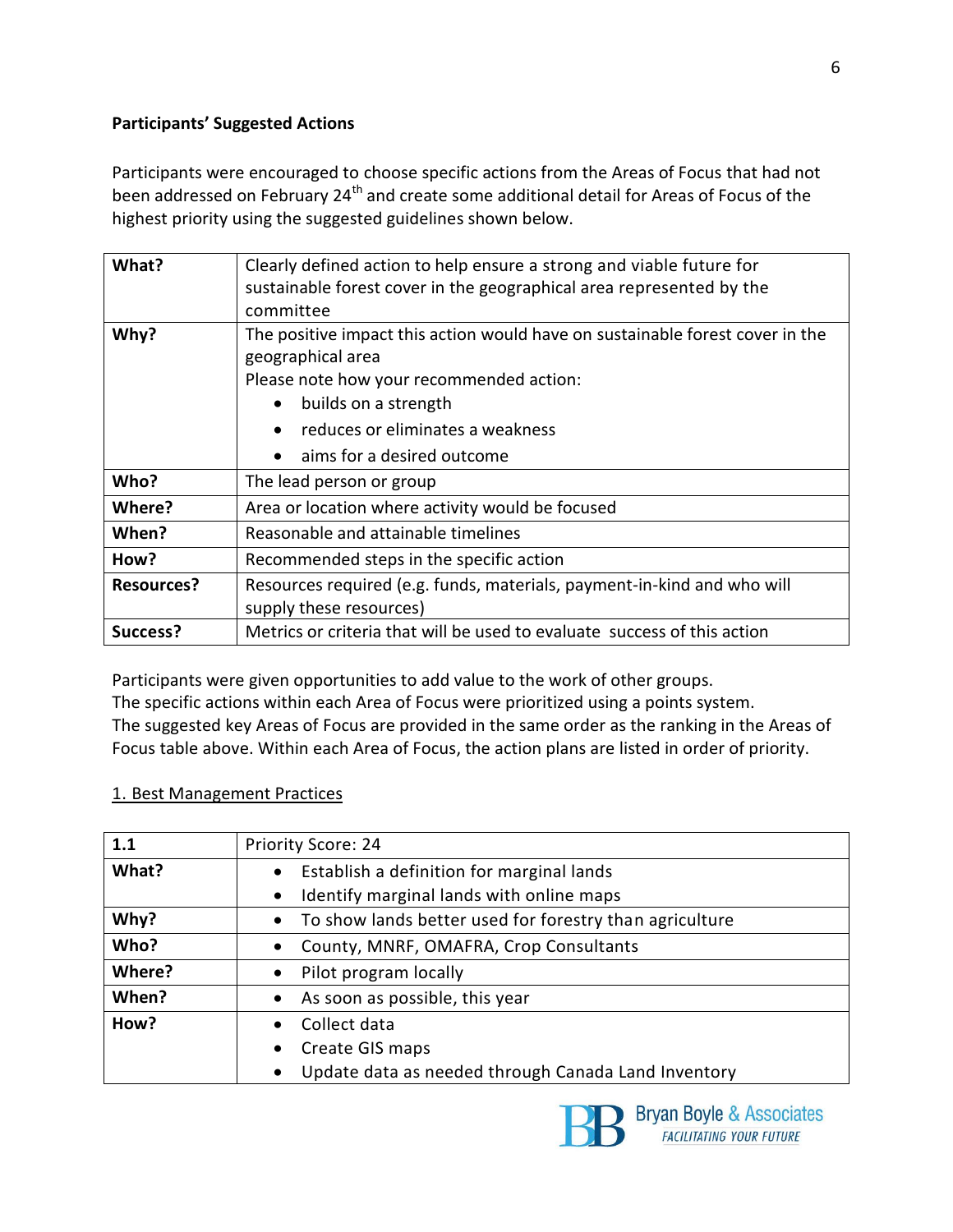**Participants' Suggested Actions**

Participants were encouraged to choose specific actions from the Areas of Focus that had not been addressed on February 24th and create some additional detail for Areas of Focus of the highest priority using the suggested guidelines shown below.

| | |
|---|---|
| **What?** | Clearly defined action to help ensure a strong and viable future for sustainable forest cover in the geographical area represented by the committee |
| **Why?** | The positive impact this action would have on sustainable forest cover in the geographical area<br>Please note how your recommended action:<br>• builds on a strength<br>• reduces or eliminates a weakness<br>• aims for a desired outcome |
| **Who?** | The lead person or group |
| **Where?** | Area or location where activity would be focused |
| **When?** | Reasonable and attainable timelines |
| **How?** | Recommended steps in the specific action |
| **Resources?** | Resources required (e.g. funds, materials, payment-in-kind and who will supply these resources) |
| **Success?** | Metrics or criteria that will be used to evaluate success of this action |

Participants were given opportunities to add value to the work of other groups.
The specific actions within each Area of Focus were prioritized using a points system.
The suggested key Areas of Focus are provided in the same order as the ranking in the Areas of Focus table above. Within each Area of Focus, the action plans are listed in order of priority.

## 1. Best Management Practices

| **1.1** | Priority Score: 24 |
|---|---|
| **What?** | • Establish a definition for marginal lands<br>• Identify marginal lands with online maps |
| **Why?** | • To show lands better used for forestry than agriculture |
| **Who?** | • County, MNRF, OMAFRA, Crop Consultants |
| **Where?** | • Pilot program locally |
| **When?** | • As soon as possible, this year |
| **How?** | • Collect data<br>• Create GIS maps<br>• Update data as needed through Canada Land Inventory |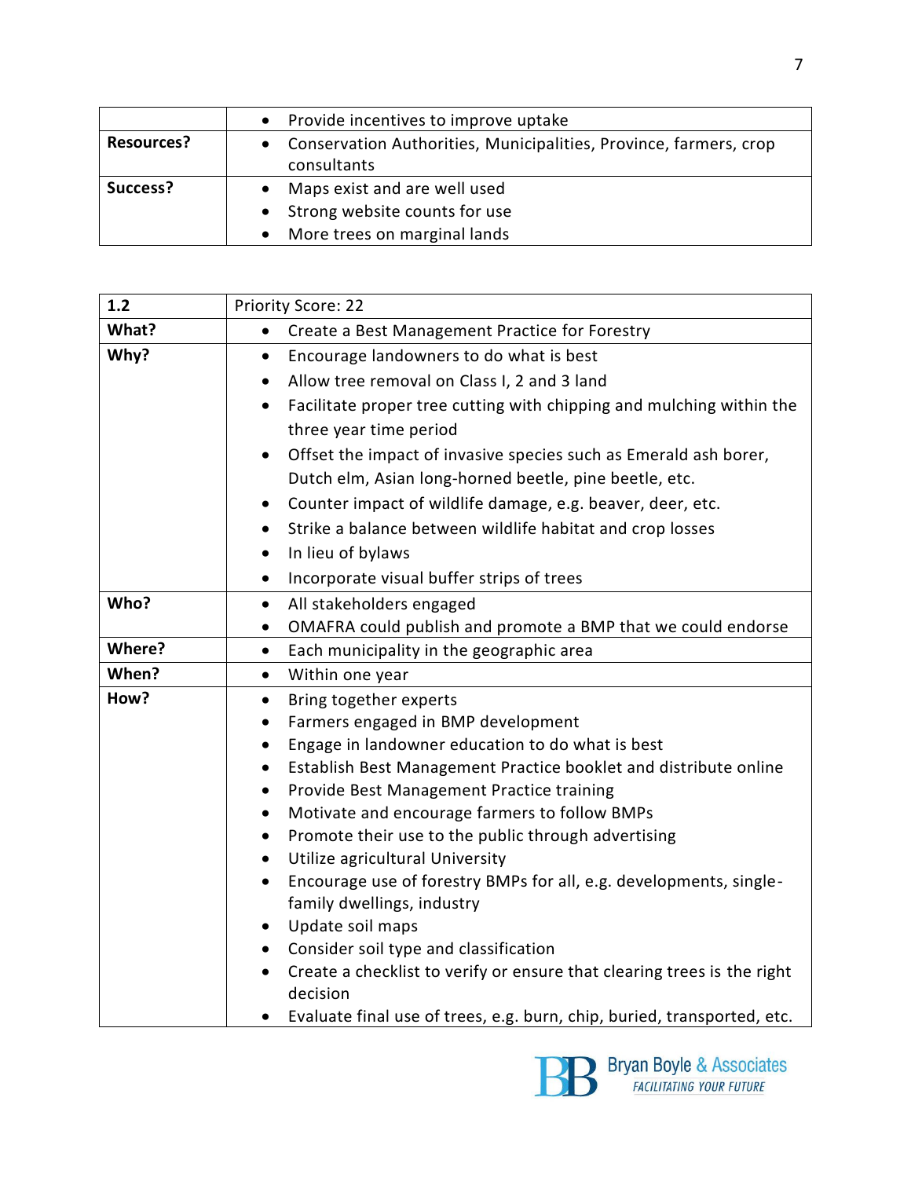| | |
|---|---|
| | • Provide incentives to improve uptake |
| **Resources?** | • Conservation Authorities, Municipalities, Province, farmers, crop consultants |
| **Success?** | • Maps exist and are well used<br>• Strong website counts for use<br>• More trees on marginal lands |

| **1.2** | Priority Score: 22 |
|---|---|
| **What?** | • Create a Best Management Practice for Forestry |
| **Why?** | • Encourage landowners to do what is best<br>• Allow tree removal on Class I, 2 and 3 land<br>• Facilitate proper tree cutting with chipping and mulching within the three year time period<br>• Offset the impact of invasive species such as Emerald ash borer, Dutch elm, Asian long-horned beetle, pine beetle, etc.<br>• Counter impact of wildlife damage, e.g. beaver, deer, etc.<br>• Strike a balance between wildlife habitat and crop losses<br>• In lieu of bylaws<br>• Incorporate visual buffer strips of trees |
| **Who?** | • All stakeholders engaged<br>• OMAFRA could publish and promote a BMP that we could endorse |
| **Where?** | • Each municipality in the geographic area |
| **When?** | • Within one year |
| **How?** | • Bring together experts<br>• Farmers engaged in BMP development<br>• Engage in landowner education to do what is best<br>• Establish Best Management Practice booklet and distribute online<br>• Provide Best Management Practice training<br>• Motivate and encourage farmers to follow BMPs<br>• Promote their use to the public through advertising<br>• Utilize agricultural University<br>• Encourage use of forestry BMPs for all, e.g. developments, single-family dwellings, industry<br>• Update soil maps<br>• Consider soil type and classification<br>• Create a checklist to verify or ensure that clearing trees is the right decision<br>• Evaluate final use of trees, e.g. burn, chip, buried, transported, etc. |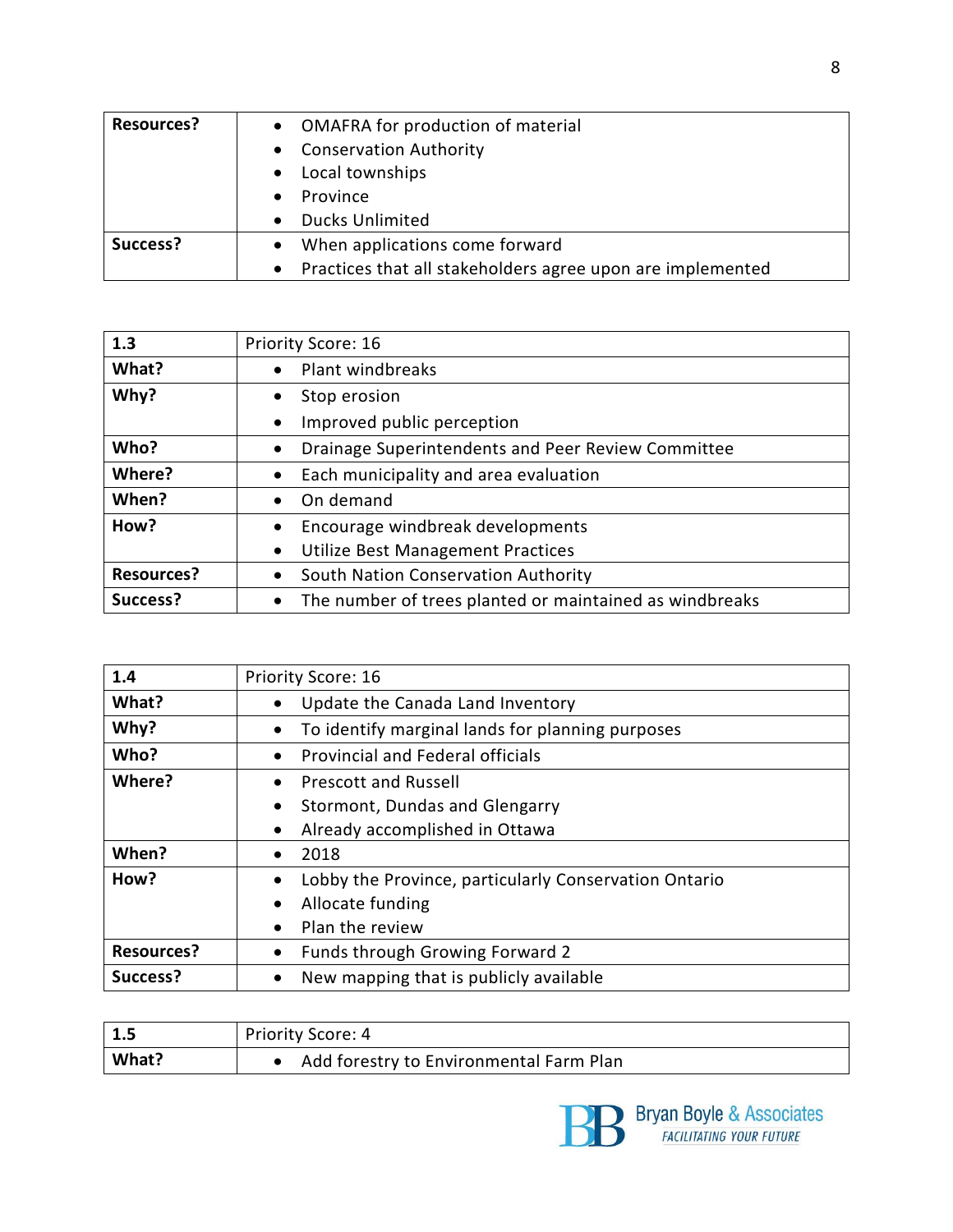| Resources? | • OMAFRA for production of material<br>• Conservation Authority<br>• Local townships<br>• Province<br>• Ducks Unlimited |
|---|---|
| **Success?** | • When applications come forward<br>• Practices that all stakeholders agree upon are implemented |

| 1.3 | Priority Score: 16 |
|---|---|
| **What?** | • Plant windbreaks |
| **Why?** | • Stop erosion<br>• Improved public perception |
| **Who?** | • Drainage Superintendents and Peer Review Committee |
| **Where?** | • Each municipality and area evaluation |
| **When?** | • On demand |
| **How?** | • Encourage windbreak developments<br>• Utilize Best Management Practices |
| **Resources?** | • South Nation Conservation Authority |
| **Success?** | • The number of trees planted or maintained as windbreaks |

| 1.4 | Priority Score: 16 |
|---|---|
| **What?** | • Update the Canada Land Inventory |
| **Why?** | • To identify marginal lands for planning purposes |
| **Who?** | • Provincial and Federal officials |
| **Where?** | • Prescott and Russell<br>• Stormont, Dundas and Glengarry<br>• Already accomplished in Ottawa |
| **When?** | • 2018 |
| **How?** | • Lobby the Province, particularly Conservation Ontario<br>• Allocate funding<br>• Plan the review |
| **Resources?** | • Funds through Growing Forward 2 |
| **Success?** | • New mapping that is publicly available |

| 1.5 | Priority Score: 4 |
|---|---|
| **What?** | • Add forestry to Environmental Farm Plan |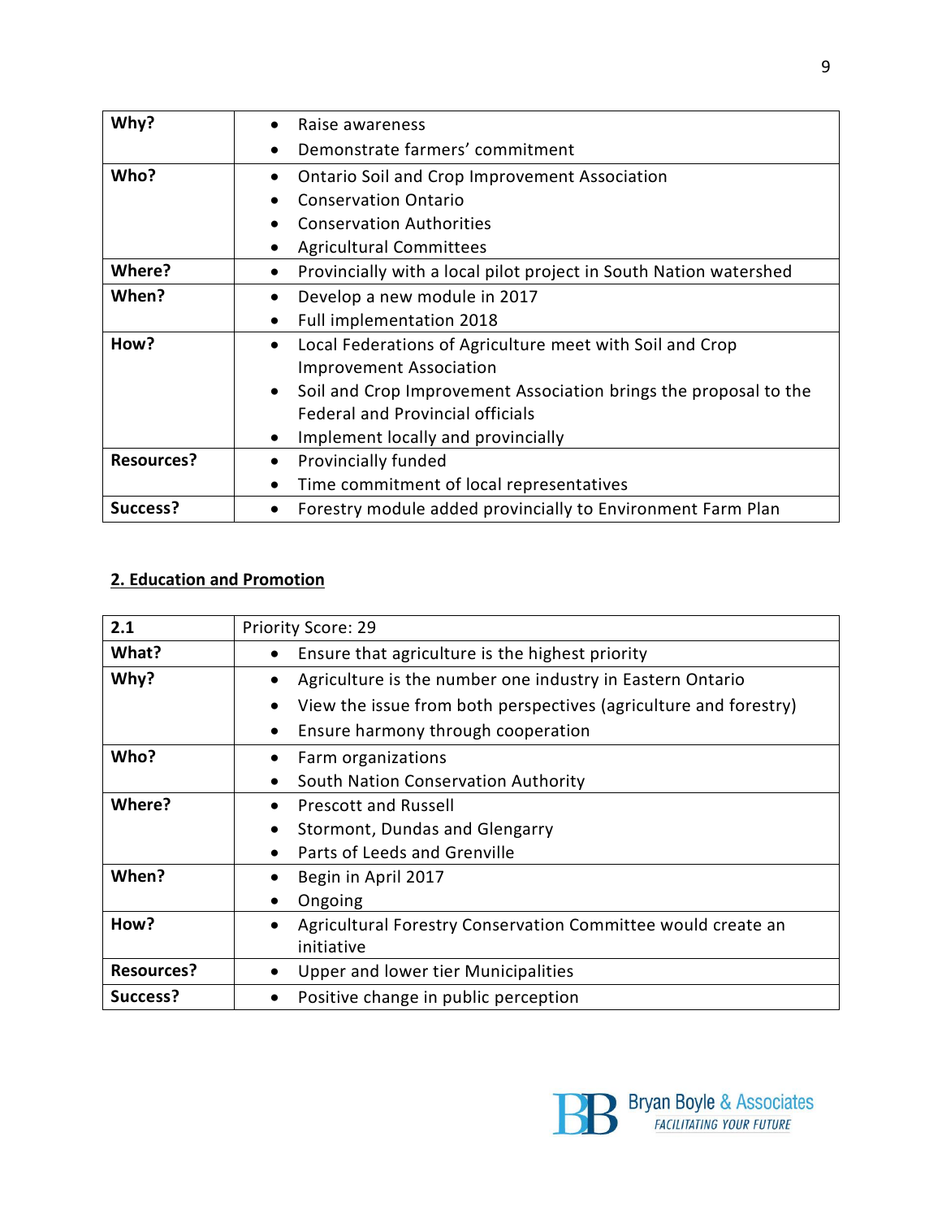| | |
|---|---|
| **Why?** | • Raise awareness<br>• Demonstrate farmers' commitment |
| **Who?** | • Ontario Soil and Crop Improvement Association<br>• Conservation Ontario<br>• Conservation Authorities<br>• Agricultural Committees |
| **Where?** | • Provincially with a local pilot project in South Nation watershed |
| **When?** | • Develop a new module in 2017<br>• Full implementation 2018 |
| **How?** | • Local Federations of Agriculture meet with Soil and Crop Improvement Association<br>• Soil and Crop Improvement Association brings the proposal to the Federal and Provincial officials<br>• Implement locally and provincially |
| **Resources?** | • Provincially funded<br>• Time commitment of local representatives |
| **Success?** | • Forestry module added provincially to Environment Farm Plan |

## 2. Education and Promotion

| **2.1** | Priority Score: 29 |
|---|---|
| **What?** | • Ensure that agriculture is the highest priority |
| **Why?** | • Agriculture is the number one industry in Eastern Ontario<br>• View the issue from both perspectives (agriculture and forestry)<br>• Ensure harmony through cooperation |
| **Who?** | • Farm organizations<br>• South Nation Conservation Authority |
| **Where?** | • Prescott and Russell<br>• Stormont, Dundas and Glengarry<br>• Parts of Leeds and Grenville |
| **When?** | • Begin in April 2017<br>• Ongoing |
| **How?** | • Agricultural Forestry Conservation Committee would create an initiative |
| **Resources?** | • Upper and lower tier Municipalities |
| **Success?** | • Positive change in public perception |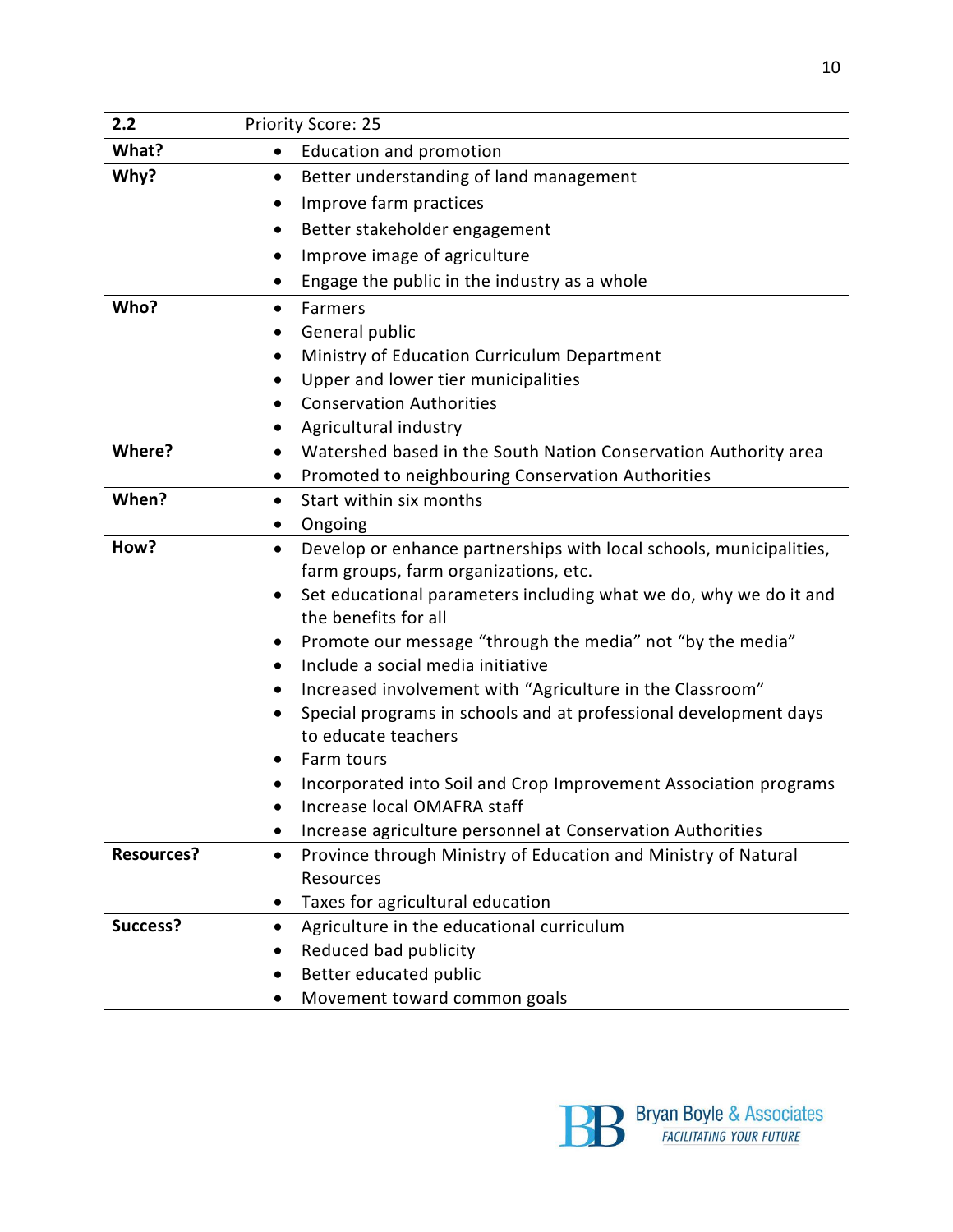| 2.2 | Priority Score: 25 |
|---|---|
| **What?** | • Education and promotion |
| **Why?** | • Better understanding of land management<br>• Improve farm practices<br>• Better stakeholder engagement<br>• Improve image of agriculture<br>• Engage the public in the industry as a whole |
| **Who?** | • Farmers<br>• General public<br>• Ministry of Education Curriculum Department<br>• Upper and lower tier municipalities<br>• Conservation Authorities<br>• Agricultural industry |
| **Where?** | • Watershed based in the South Nation Conservation Authority area<br>• Promoted to neighbouring Conservation Authorities |
| **When?** | • Start within six months<br>• Ongoing |
| **How?** | • Develop or enhance partnerships with local schools, municipalities, farm groups, farm organizations, etc.<br>• Set educational parameters including what we do, why we do it and the benefits for all<br>• Promote our message "through the media" not "by the media"<br>• Include a social media initiative<br>• Increased involvement with "Agriculture in the Classroom"<br>• Special programs in schools and at professional development days to educate teachers<br>• Farm tours<br>• Incorporated into Soil and Crop Improvement Association programs<br>• Increase local OMAFRA staff<br>• Increase agriculture personnel at Conservation Authorities |
| **Resources?** | • Province through Ministry of Education and Ministry of Natural Resources<br>• Taxes for agricultural education |
| **Success?** | • Agriculture in the educational curriculum<br>• Reduced bad publicity<br>• Better educated public<br>• Movement toward common goals |

Bryan Boyle & Associates
*FACILITATING YOUR FUTURE*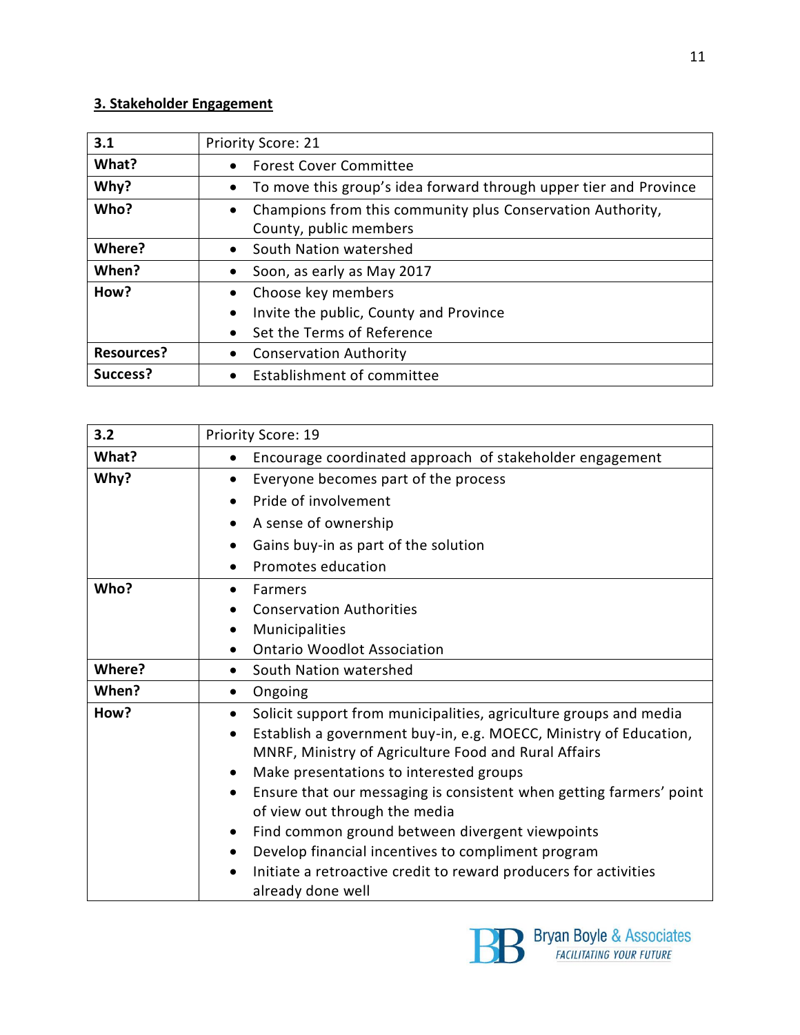### 3. Stakeholder Engagement

| 3.1 | Priority Score: 21 |
|---|---|
| **What?** | • Forest Cover Committee |
| **Why?** | • To move this group's idea forward through upper tier and Province |
| **Who?** | • Champions from this community plus Conservation Authority, County, public members |
| **Where?** | • South Nation watershed |
| **When?** | • Soon, as early as May 2017 |
| **How?** | • Choose key members<br>• Invite the public, County and Province<br>• Set the Terms of Reference |
| **Resources?** | • Conservation Authority |
| **Success?** | • Establishment of committee |

| 3.2 | Priority Score: 19 |
|---|---|
| **What?** | • Encourage coordinated approach of stakeholder engagement |
| **Why?** | • Everyone becomes part of the process<br>• Pride of involvement<br>• A sense of ownership<br>• Gains buy-in as part of the solution<br>• Promotes education |
| **Who?** | • Farmers<br>• Conservation Authorities<br>• Municipalities<br>• Ontario Woodlot Association |
| **Where?** | • South Nation watershed |
| **When?** | • Ongoing |
| **How?** | • Solicit support from municipalities, agriculture groups and media<br>• Establish a government buy-in, e.g. MOECC, Ministry of Education, MNRF, Ministry of Agriculture Food and Rural Affairs<br>• Make presentations to interested groups<br>• Ensure that our messaging is consistent when getting farmers' point of view out through the media<br>• Find common ground between divergent viewpoints<br>• Develop financial incentives to compliment program<br>• Initiate a retroactive credit to reward producers for activities already done well |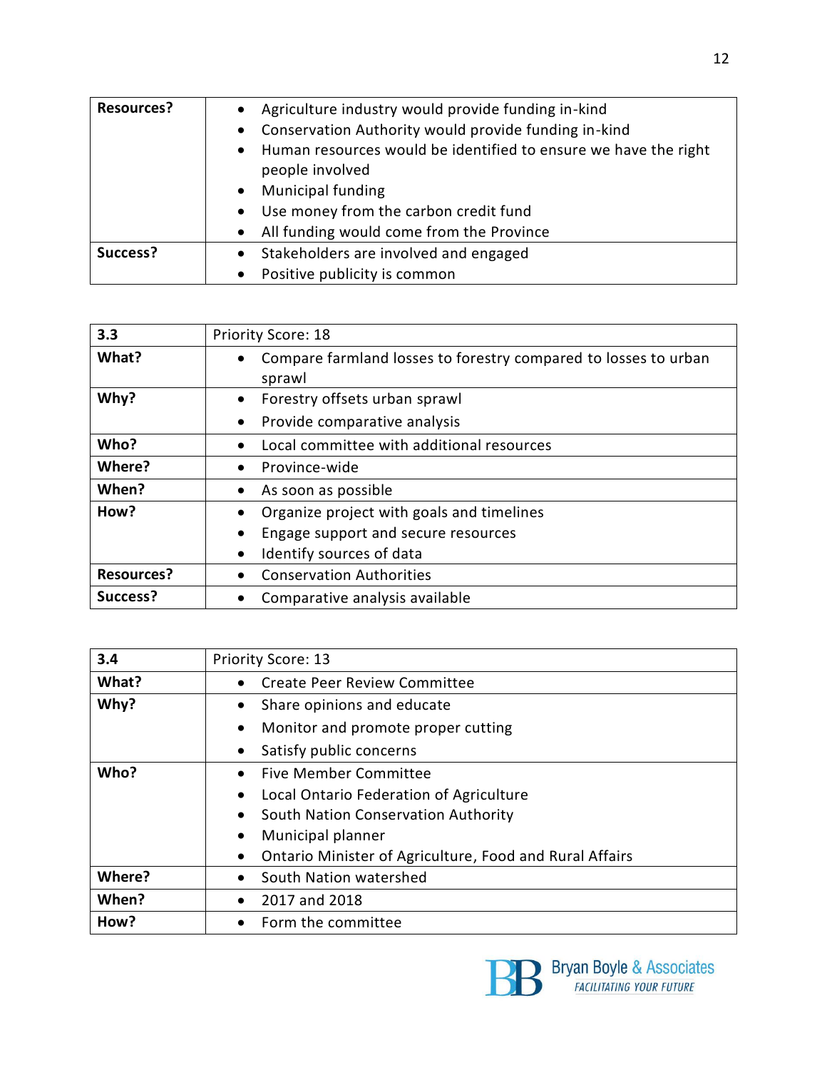| Resources? | • Agriculture industry would provide funding in-kind<br>• Conservation Authority would provide funding in-kind<br>• Human resources would be identified to ensure we have the right people involved<br>• Municipal funding<br>• Use money from the carbon credit fund<br>• All funding would come from the Province |
|---|---|
| **Success?** | • Stakeholders are involved and engaged<br>• Positive publicity is common |

| **3.3** | Priority Score: 18 |
|---|---|
| **What?** | • Compare farmland losses to forestry compared to losses to urban sprawl |
| **Why?** | • Forestry offsets urban sprawl<br>• Provide comparative analysis |
| **Who?** | • Local committee with additional resources |
| **Where?** | • Province-wide |
| **When?** | • As soon as possible |
| **How?** | • Organize project with goals and timelines<br>• Engage support and secure resources<br>• Identify sources of data |
| **Resources?** | • Conservation Authorities |
| **Success?** | • Comparative analysis available |

| **3.4** | Priority Score: 13 |
|---|---|
| **What?** | • Create Peer Review Committee |
| **Why?** | • Share opinions and educate<br>• Monitor and promote proper cutting<br>• Satisfy public concerns |
| **Who?** | • Five Member Committee<br>• Local Ontario Federation of Agriculture<br>• South Nation Conservation Authority<br>• Municipal planner<br>• Ontario Minister of Agriculture, Food and Rural Affairs |
| **Where?** | • South Nation watershed |
| **When?** | • 2017 and 2018 |
| **How?** | • Form the committee |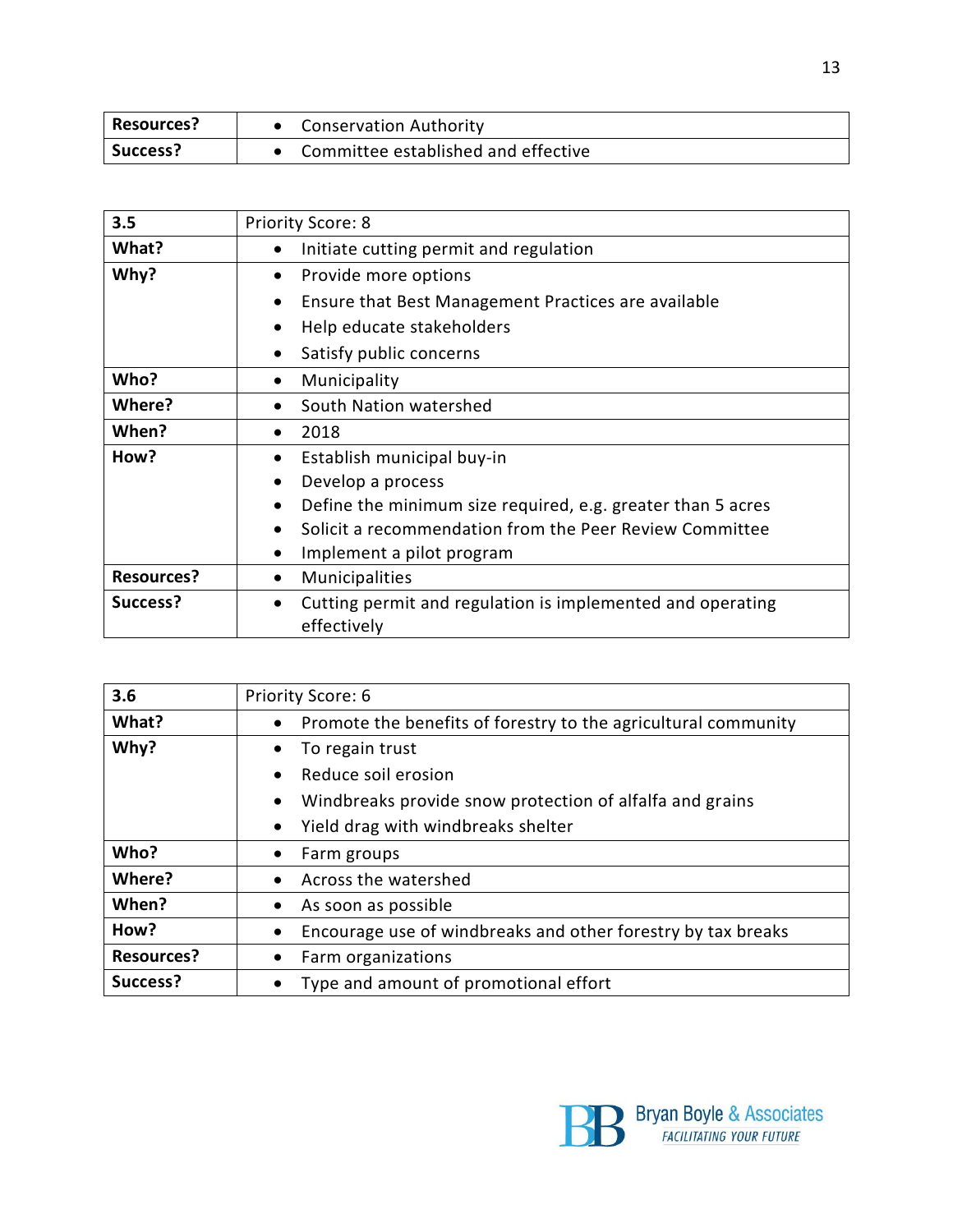| Resources? | • Conservation Authority |
|---|---|
| Success? | • Committee established and effective |

| 3.5 | Priority Score: 8 |
|---|---|
| What? | • Initiate cutting permit and regulation |
| Why? | • Provide more options<br>• Ensure that Best Management Practices are available<br>• Help educate stakeholders<br>• Satisfy public concerns |
| Who? | • Municipality |
| Where? | • South Nation watershed |
| When? | • 2018 |
| How? | • Establish municipal buy-in<br>• Develop a process<br>• Define the minimum size required, e.g. greater than 5 acres<br>• Solicit a recommendation from the Peer Review Committee<br>• Implement a pilot program |
| Resources? | • Municipalities |
| Success? | • Cutting permit and regulation is implemented and operating effectively |

| 3.6 | Priority Score: 6 |
|---|---|
| What? | • Promote the benefits of forestry to the agricultural community |
| Why? | • To regain trust<br>• Reduce soil erosion<br>• Windbreaks provide snow protection of alfalfa and grains<br>• Yield drag with windbreaks shelter |
| Who? | • Farm groups |
| Where? | • Across the watershed |
| When? | • As soon as possible |
| How? | • Encourage use of windbreaks and other forestry by tax breaks |
| Resources? | • Farm organizations |
| Success? | • Type and amount of promotional effort |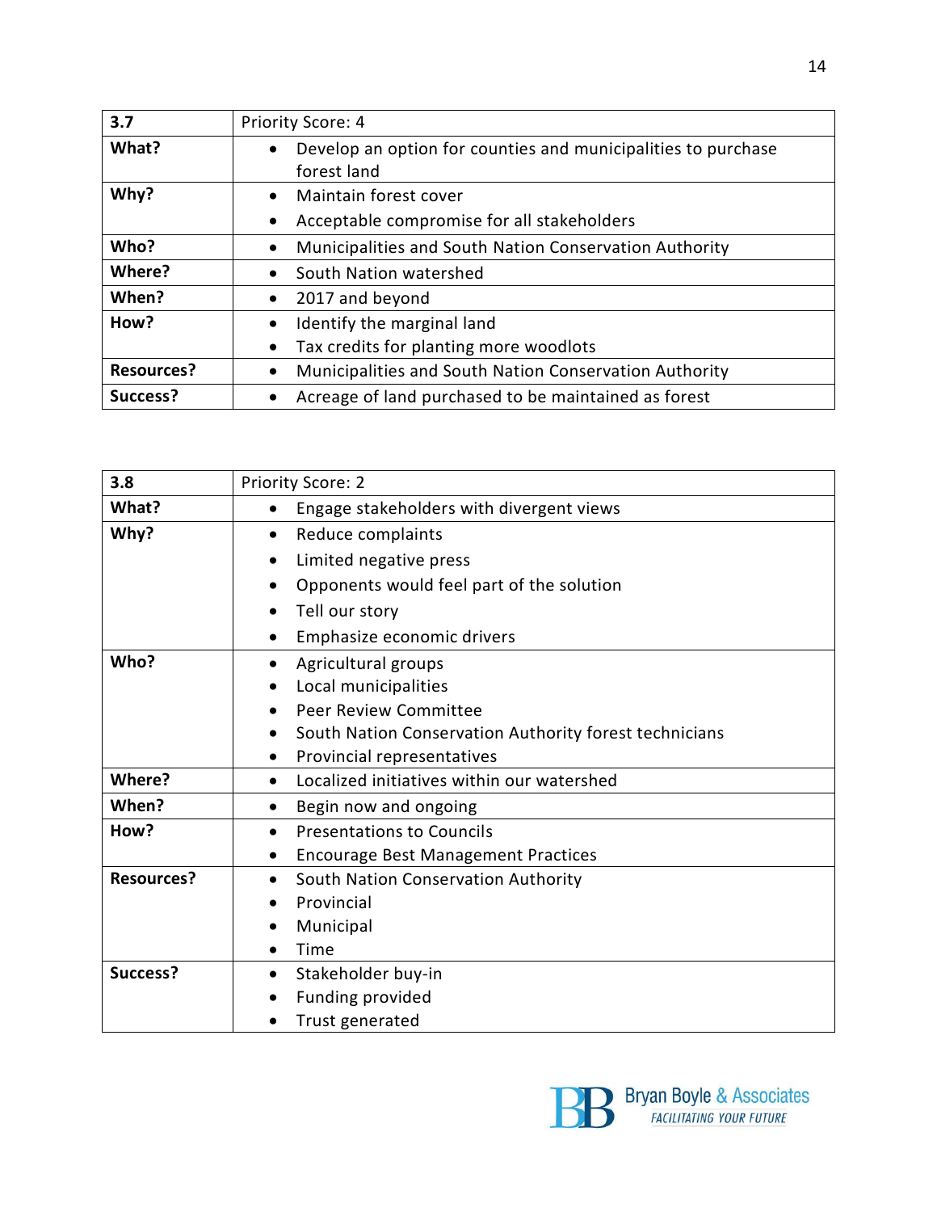| 3.7 | Priority Score: 4 |
| --- | --- |
| **What?** | • Develop an option for counties and municipalities to purchase forest land |
| **Why?** | • Maintain forest cover<br>• Acceptable compromise for all stakeholders |
| **Who?** | • Municipalities and South Nation Conservation Authority |
| **Where?** | • South Nation watershed |
| **When?** | • 2017 and beyond |
| **How?** | • Identify the marginal land<br>• Tax credits for planting more woodlots |
| **Resources?** | • Municipalities and South Nation Conservation Authority |
| **Success?** | • Acreage of land purchased to be maintained as forest |

| 3.8 | Priority Score: 2 |
| --- | --- |
| **What?** | • Engage stakeholders with divergent views |
| **Why?** | • Reduce complaints<br>• Limited negative press<br>• Opponents would feel part of the solution<br>• Tell our story<br>• Emphasize economic drivers |
| **Who?** | • Agricultural groups<br>• Local municipalities<br>• Peer Review Committee<br>• South Nation Conservation Authority forest technicians<br>• Provincial representatives |
| **Where?** | • Localized initiatives within our watershed |
| **When?** | • Begin now and ongoing |
| **How?** | • Presentations to Councils<br>• Encourage Best Management Practices |
| **Resources?** | • South Nation Conservation Authority<br>• Provincial<br>• Municipal<br>• Time |
| **Success?** | • Stakeholder buy-in<br>• Funding provided<br>• Trust generated |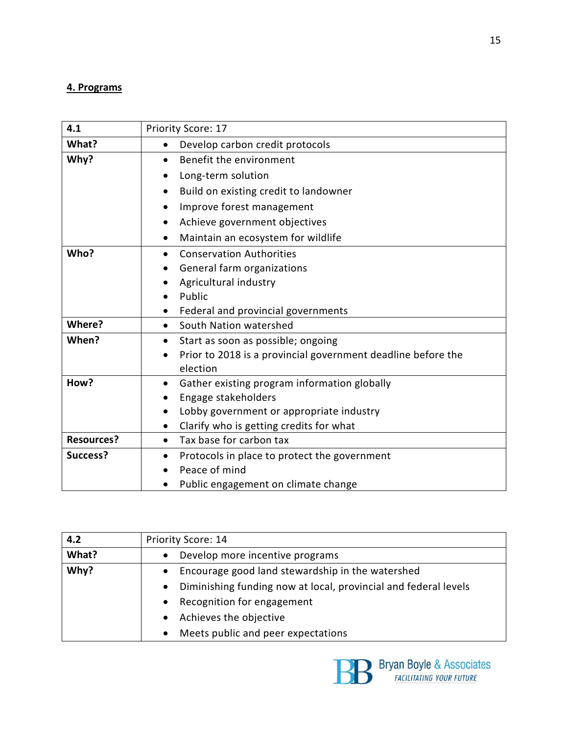## 4. Programs

| 4.1 | Priority Score: 17 |
|---|---|
| **What?** | • Develop carbon credit protocols |
| **Why?** | • Benefit the environment<br>• Long-term solution<br>• Build on existing credit to landowner<br>• Improve forest management<br>• Achieve government objectives<br>• Maintain an ecosystem for wildlife |
| **Who?** | • Conservation Authorities<br>• General farm organizations<br>• Agricultural industry<br>• Public<br>• Federal and provincial governments |
| **Where?** | • South Nation watershed |
| **When?** | • Start as soon as possible; ongoing<br>• Prior to 2018 is a provincial government deadline before the election |
| **How?** | • Gather existing program information globally<br>• Engage stakeholders<br>• Lobby government or appropriate industry<br>• Clarify who is getting credits for what |
| **Resources?** | • Tax base for carbon tax |
| **Success?** | • Protocols in place to protect the government<br>• Peace of mind<br>• Public engagement on climate change |

| 4.2 | Priority Score: 14 |
|---|---|
| **What?** | • Develop more incentive programs |
| **Why?** | • Encourage good land stewardship in the watershed<br>• Diminishing funding now at local, provincial and federal levels<br>• Recognition for engagement<br>• Achieves the objective<br>• Meets public and peer expectations |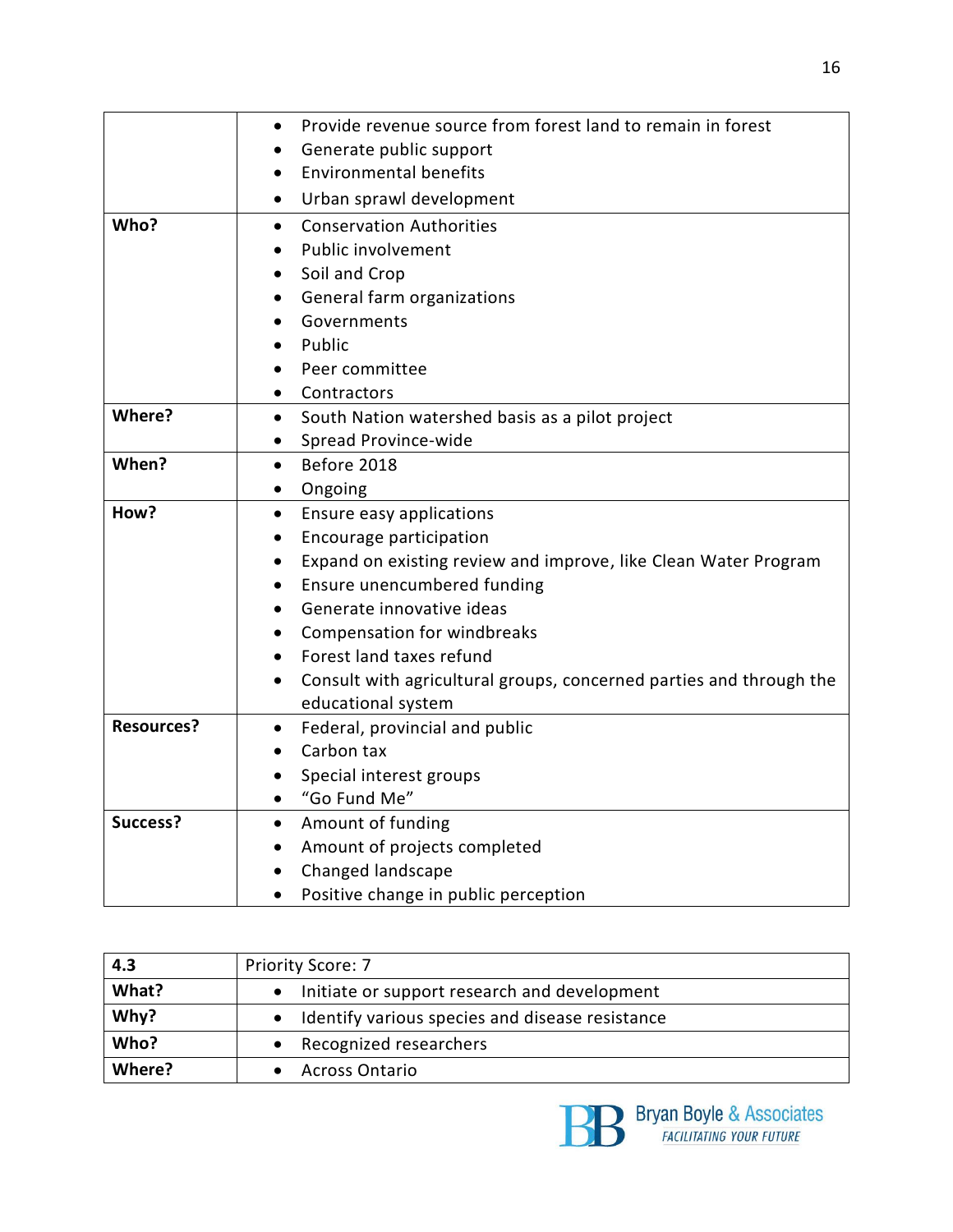| | |
|---|---|
| | • Provide revenue source from forest land to remain in forest<br>• Generate public support<br>• Environmental benefits<br>• Urban sprawl development |
| **Who?** | • Conservation Authorities<br>• Public involvement<br>• Soil and Crop<br>• General farm organizations<br>• Governments<br>• Public<br>• Peer committee<br>• Contractors |
| **Where?** | • South Nation watershed basis as a pilot project<br>• Spread Province-wide |
| **When?** | • Before 2018<br>• Ongoing |
| **How?** | • Ensure easy applications<br>• Encourage participation<br>• Expand on existing review and improve, like Clean Water Program<br>• Ensure unencumbered funding<br>• Generate innovative ideas<br>• Compensation for windbreaks<br>• Forest land taxes refund<br>• Consult with agricultural groups, concerned parties and through the educational system |
| **Resources?** | • Federal, provincial and public<br>• Carbon tax<br>• Special interest groups<br>• "Go Fund Me" |
| **Success?** | • Amount of funding<br>• Amount of projects completed<br>• Changed landscape<br>• Positive change in public perception |

| **4.3** | Priority Score: 7 |
|---|---|
| **What?** | • Initiate or support research and development |
| **Why?** | • Identify various species and disease resistance |
| **Who?** | • Recognized researchers |
| **Where?** | • Across Ontario |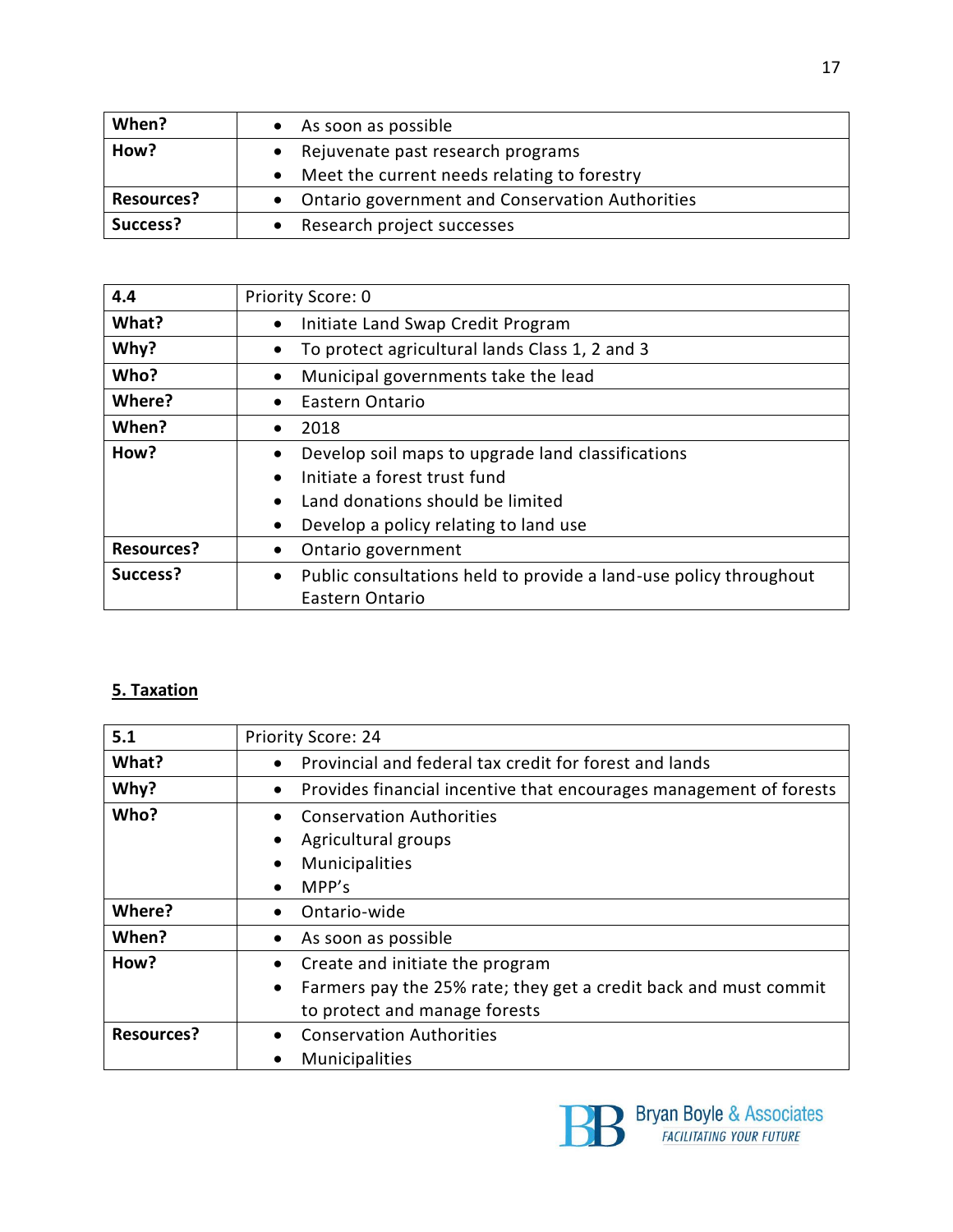| When? | • As soon as possible |
|---|---|
| How? | • Rejuvenate past research programs<br>• Meet the current needs relating to forestry |
| Resources? | • Ontario government and Conservation Authorities |
| Success? | • Research project successes |

| 4.4 | Priority Score: 0 |
|---|---|
| What? | • Initiate Land Swap Credit Program |
| Why? | • To protect agricultural lands Class 1, 2 and 3 |
| Who? | • Municipal governments take the lead |
| Where? | • Eastern Ontario |
| When? | • 2018 |
| How? | • Develop soil maps to upgrade land classifications<br>• Initiate a forest trust fund<br>• Land donations should be limited<br>• Develop a policy relating to land use |
| Resources? | • Ontario government |
| Success? | • Public consultations held to provide a land-use policy throughout Eastern Ontario |

## 5. Taxation

| 5.1 | Priority Score: 24 |
|---|---|
| What? | • Provincial and federal tax credit for forest and lands |
| Why? | • Provides financial incentive that encourages management of forests |
| Who? | • Conservation Authorities<br>• Agricultural groups<br>• Municipalities<br>• MPP's |
| Where? | • Ontario-wide |
| When? | • As soon as possible |
| How? | • Create and initiate the program<br>• Farmers pay the 25% rate; they get a credit back and must commit to protect and manage forests |
| Resources? | • Conservation Authorities<br>• Municipalities |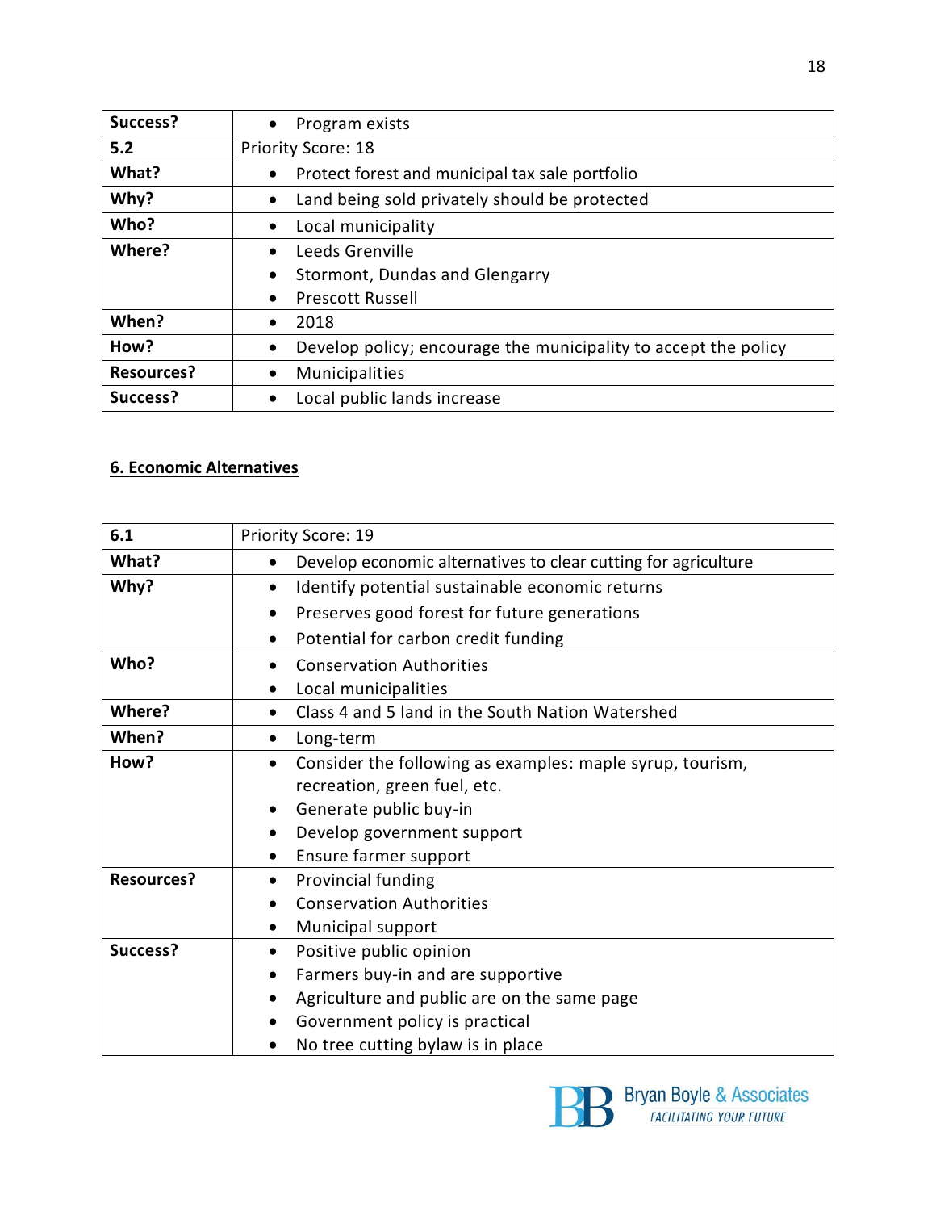| Success? | • Program exists |
|---|---|
| **5.2** | Priority Score: 18 |
| **What?** | • Protect forest and municipal tax sale portfolio |
| **Why?** | • Land being sold privately should be protected |
| **Who?** | • Local municipality |
| **Where?** | • Leeds Grenville<br>• Stormont, Dundas and Glengarry<br>• Prescott Russell |
| **When?** | • 2018 |
| **How?** | • Develop policy; encourage the municipality to accept the policy |
| **Resources?** | • Municipalities |
| **Success?** | • Local public lands increase |

## 6. Economic Alternatives

| 6.1 | Priority Score: 19 |
|---|---|
| **What?** | • Develop economic alternatives to clear cutting for agriculture |
| **Why?** | • Identify potential sustainable economic returns<br>• Preserves good forest for future generations<br>• Potential for carbon credit funding |
| **Who?** | • Conservation Authorities<br>• Local municipalities |
| **Where?** | • Class 4 and 5 land in the South Nation Watershed |
| **When?** | • Long-term |
| **How?** | • Consider the following as examples: maple syrup, tourism, recreation, green fuel, etc.<br>• Generate public buy-in<br>• Develop government support<br>• Ensure farmer support |
| **Resources?** | • Provincial funding<br>• Conservation Authorities<br>• Municipal support |
| **Success?** | • Positive public opinion<br>• Farmers buy-in and are supportive<br>• Agriculture and public are on the same page<br>• Government policy is practical<br>• No tree cutting bylaw is in place |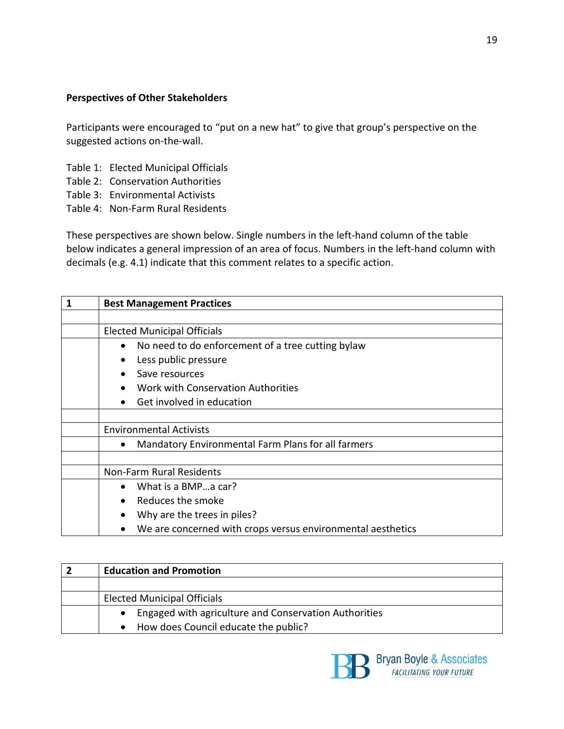**Perspectives of Other Stakeholders**

Participants were encouraged to "put on a new hat" to give that group's perspective on the suggested actions on-the-wall.

Table 1: Elected Municipal Officials
Table 2: Conservation Authorities
Table 3: Environmental Activists
Table 4: Non-Farm Rural Residents

These perspectives are shown below. Single numbers in the left-hand column of the table below indicates a general impression of an area of focus. Numbers in the left-hand column with decimals (e.g. 4.1) indicate that this comment relates to a specific action.

| 1 | **Best Management Practices** |
|---|---|
| | |
| | Elected Municipal Officials |
| | • No need to do enforcement of a tree cutting bylaw<br>• Less public pressure<br>• Save resources<br>• Work with Conservation Authorities<br>• Get involved in education |
| | |
| | Environmental Activists |
| | • Mandatory Environmental Farm Plans for all farmers |
| | |
| | Non-Farm Rural Residents |
| | • What is a BMP…a car?<br>• Reduces the smoke<br>• Why are the trees in piles?<br>• We are concerned with crops versus environmental aesthetics |

| 2 | **Education and Promotion** |
|---|---|
| | |
| | Elected Municipal Officials |
| | • Engaged with agriculture and Conservation Authorities<br>• How does Council educate the public? |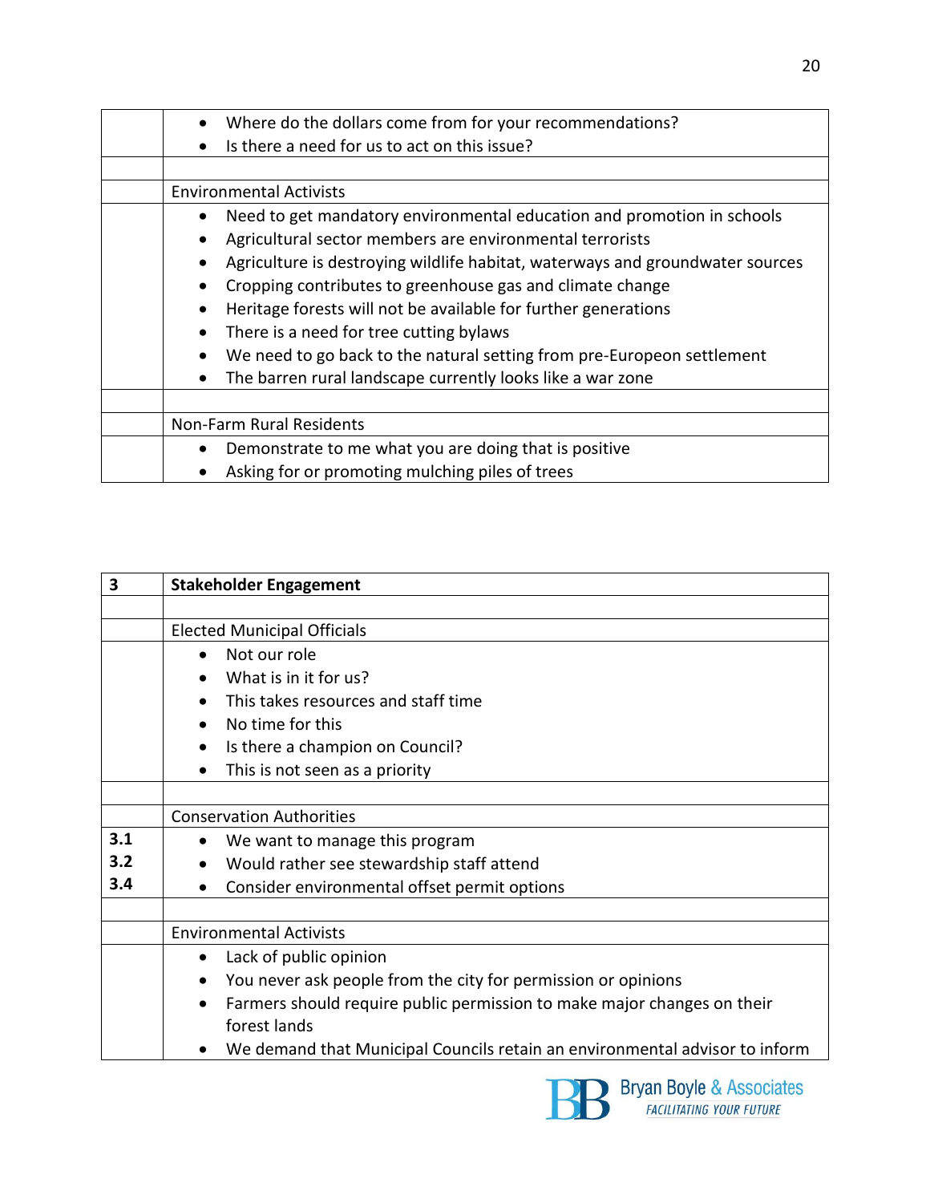| | |
|---|---|
| | • Where do the dollars come from for your recommendations?<br>• Is there a need for us to act on this issue? |
| | |
| | Environmental Activists |
| | • Need to get mandatory environmental education and promotion in schools<br>• Agricultural sector members are environmental terrorists<br>• Agriculture is destroying wildlife habitat, waterways and groundwater sources<br>• Cropping contributes to greenhouse gas and climate change<br>• Heritage forests will not be available for further generations<br>• There is a need for tree cutting bylaws<br>• We need to go back to the natural setting from pre-Europeon settlement<br>• The barren rural landscape currently looks like a war zone |
| | |
| | Non-Farm Rural Residents |
| | • Demonstrate to me what you are doing that is positive<br>• Asking for or promoting mulching piles of trees |

| **3** | **Stakeholder Engagement** |
|---|---|
| | |
| | Elected Municipal Officials |
| | • Not our role<br>• What is in it for us?<br>• This takes resources and staff time<br>• No time for this<br>• Is there a champion on Council?<br>• This is not seen as a priority |
| | |
| | Conservation Authorities |
| **3.1**<br>**3.2**<br>**3.4** | • We want to manage this program<br>• Would rather see stewardship staff attend<br>• Consider environmental offset permit options |
| | |
| | Environmental Activists |
| | • Lack of public opinion<br>• You never ask people from the city for permission or opinions<br>• Farmers should require public permission to make major changes on their forest lands<br>• We demand that Municipal Councils retain an environmental advisor to inform |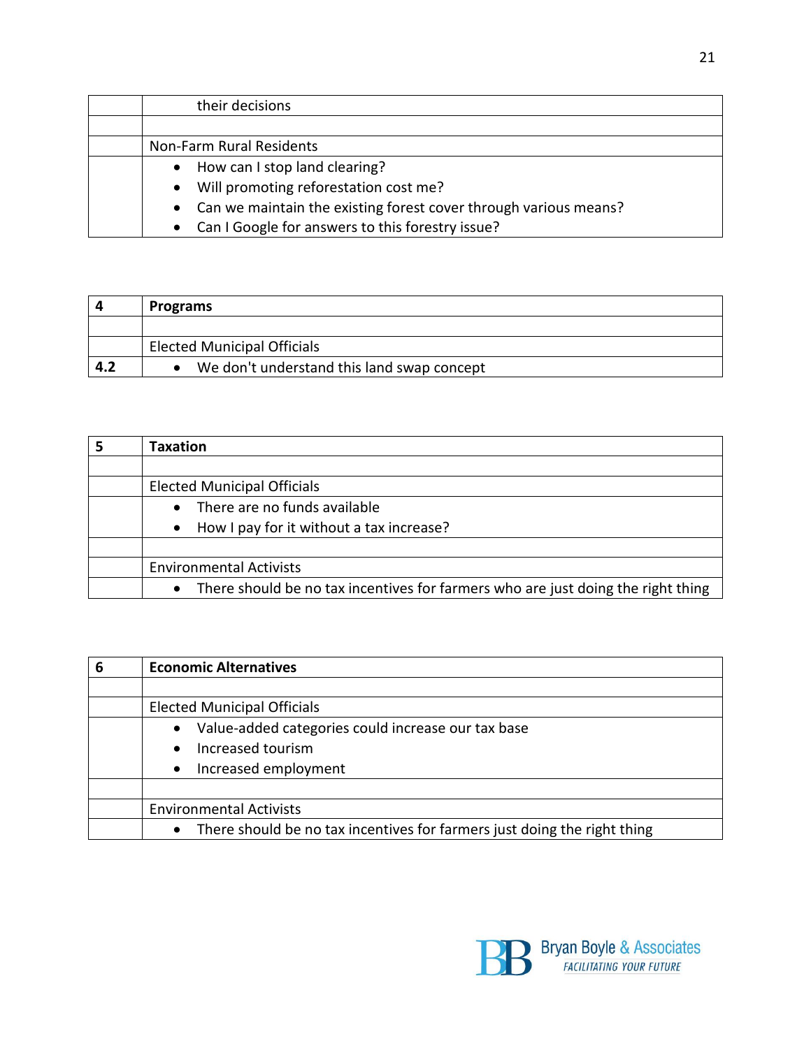| | their decisions |
|---|---|
| | |
| | Non-Farm Rural Residents |
| | • How can I stop land clearing?<br>• Will promoting reforestation cost me?<br>• Can we maintain the existing forest cover through various means?<br>• Can I Google for answers to this forestry issue? |

| **4** | **Programs** |
|---|---|
| | |
| | Elected Municipal Officials |
| **4.2** | • We don't understand this land swap concept |

| **5** | **Taxation** |
|---|---|
| | |
| | Elected Municipal Officials |
| | • There are no funds available<br>• How I pay for it without a tax increase? |
| | |
| | Environmental Activists |
| | • There should be no tax incentives for farmers who are just doing the right thing |

| **6** | **Economic Alternatives** |
|---|---|
| | |
| | Elected Municipal Officials |
| | • Value-added categories could increase our tax base<br>• Increased tourism<br>• Increased employment |
| | |
| | Environmental Activists |
| | • There should be no tax incentives for farmers just doing the right thing |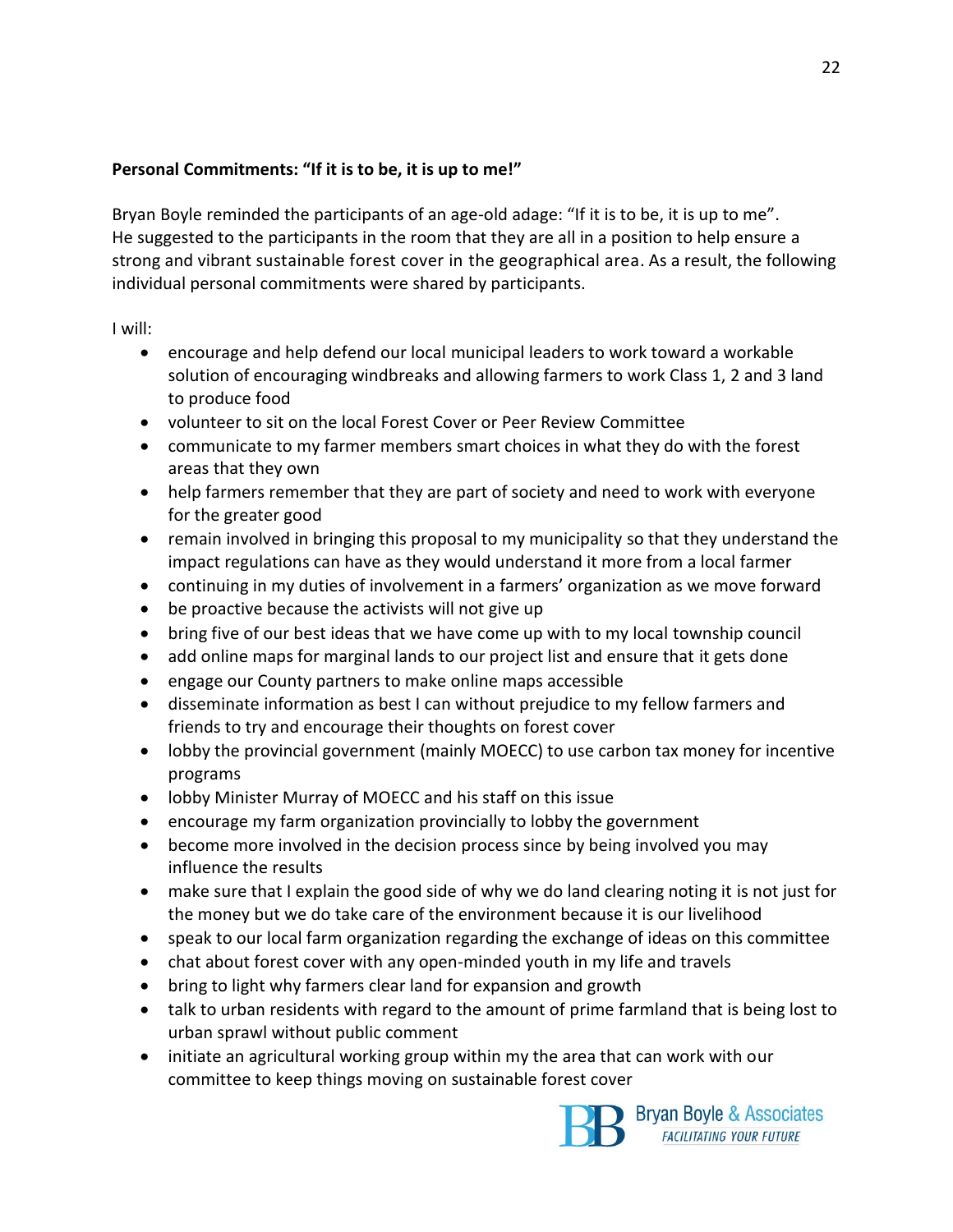**Personal Commitments: "If it is to be, it is up to me!"**

Bryan Boyle reminded the participants of an age-old adage: "If it is to be, it is up to me". He suggested to the participants in the room that they are all in a position to help ensure a strong and vibrant sustainable forest cover in the geographical area. As a result, the following individual personal commitments were shared by participants.

I will:

- encourage and help defend our local municipal leaders to work toward a workable solution of encouraging windbreaks and allowing farmers to work Class 1, 2 and 3 land to produce food
- volunteer to sit on the local Forest Cover or Peer Review Committee
- communicate to my farmer members smart choices in what they do with the forest areas that they own
- help farmers remember that they are part of society and need to work with everyone for the greater good
- remain involved in bringing this proposal to my municipality so that they understand the impact regulations can have as they would understand it more from a local farmer
- continuing in my duties of involvement in a farmers' organization as we move forward
- be proactive because the activists will not give up
- bring five of our best ideas that we have come up with to my local township council
- add online maps for marginal lands to our project list and ensure that it gets done
- engage our County partners to make online maps accessible
- disseminate information as best I can without prejudice to my fellow farmers and friends to try and encourage their thoughts on forest cover
- lobby the provincial government (mainly MOECC) to use carbon tax money for incentive programs
- lobby Minister Murray of MOECC and his staff on this issue
- encourage my farm organization provincially to lobby the government
- become more involved in the decision process since by being involved you may influence the results
- make sure that I explain the good side of why we do land clearing noting it is not just for the money but we do take care of the environment because it is our livelihood
- speak to our local farm organization regarding the exchange of ideas on this committee
- chat about forest cover with any open-minded youth in my life and travels
- bring to light why farmers clear land for expansion and growth
- talk to urban residents with regard to the amount of prime farmland that is being lost to urban sprawl without public comment
- initiate an agricultural working group within my the area that can work with our committee to keep things moving on sustainable forest cover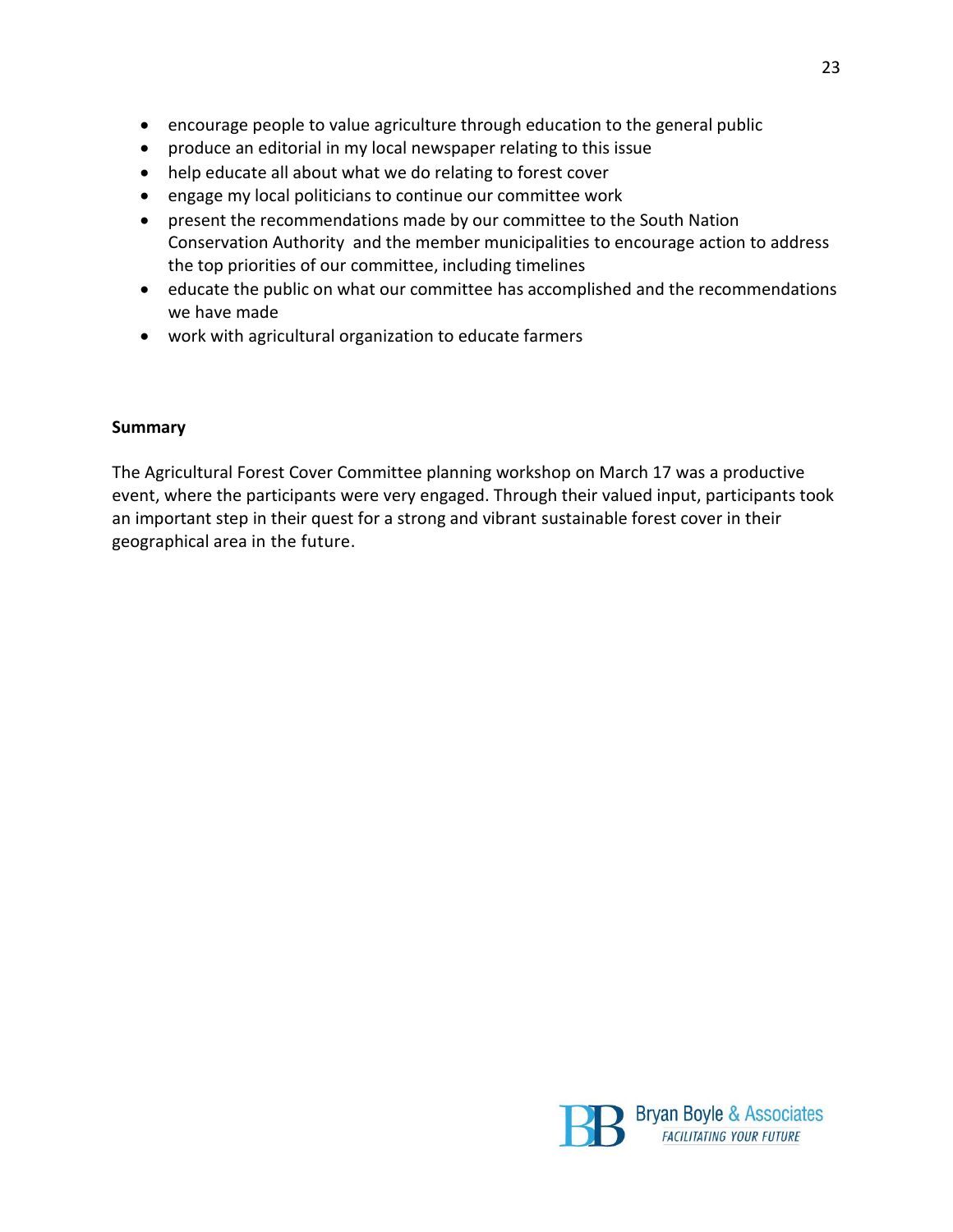- encourage people to value agriculture through education to the general public
- produce an editorial in my local newspaper relating to this issue
- help educate all about what we do relating to forest cover
- engage my local politicians to continue our committee work
- present the recommendations made by our committee to the South Nation Conservation Authority and the member municipalities to encourage action to address the top priorities of our committee, including timelines
- educate the public on what our committee has accomplished and the recommendations we have made
- work with agricultural organization to educate farmers

**Summary**

The Agricultural Forest Cover Committee planning workshop on March 17 was a productive event, where the participants were very engaged. Through their valued input, participants took an important step in their quest for a strong and vibrant sustainable forest cover in their geographical area in the future.